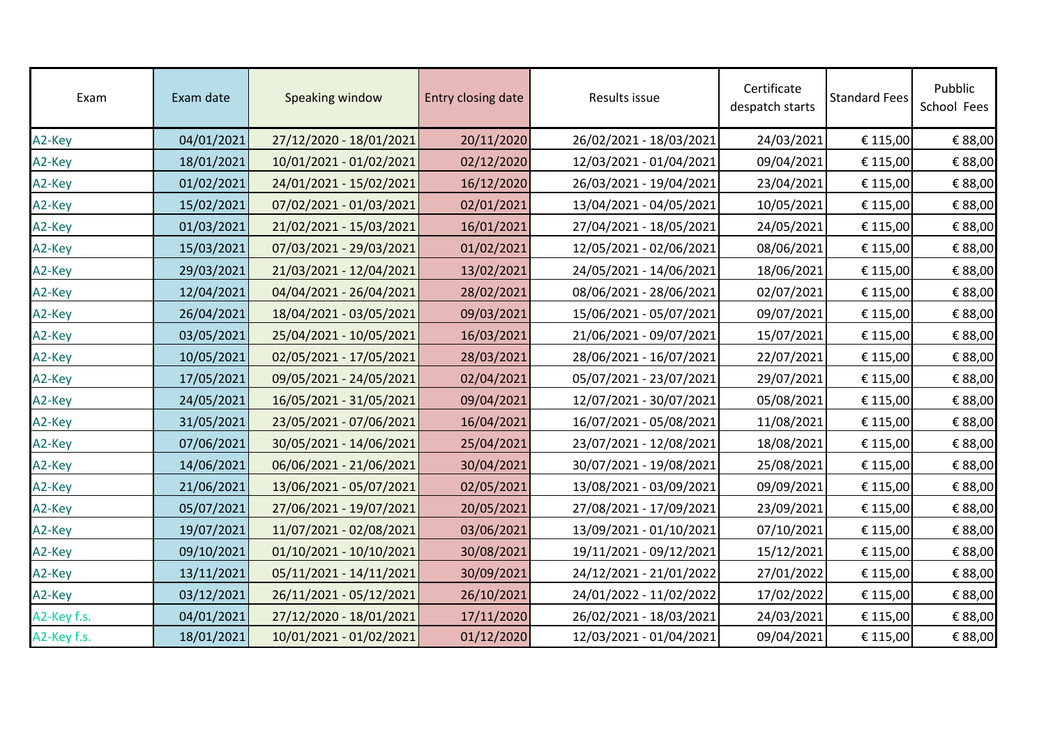| Exam | Exam date | Speaking window | Entry closing date | Results issue | Certificate despatch starts | Standard Fees | Pubblic School Fees |
|---|---|---|---|---|---|---|---|
| A2-Key | 04/01/2021 | 27/12/2020 - 18/01/2021 | 20/11/2020 | 26/02/2021 - 18/03/2021 | 24/03/2021 | € 115,00 | € 88,00 |
| A2-Key | 18/01/2021 | 10/01/2021 - 01/02/2021 | 02/12/2020 | 12/03/2021 - 01/04/2021 | 09/04/2021 | € 115,00 | € 88,00 |
| A2-Key | 01/02/2021 | 24/01/2021 - 15/02/2021 | 16/12/2020 | 26/03/2021 - 19/04/2021 | 23/04/2021 | € 115,00 | € 88,00 |
| A2-Key | 15/02/2021 | 07/02/2021 - 01/03/2021 | 02/01/2021 | 13/04/2021 - 04/05/2021 | 10/05/2021 | € 115,00 | € 88,00 |
| A2-Key | 01/03/2021 | 21/02/2021 - 15/03/2021 | 16/01/2021 | 27/04/2021 - 18/05/2021 | 24/05/2021 | € 115,00 | € 88,00 |
| A2-Key | 15/03/2021 | 07/03/2021 - 29/03/2021 | 01/02/2021 | 12/05/2021 - 02/06/2021 | 08/06/2021 | € 115,00 | € 88,00 |
| A2-Key | 29/03/2021 | 21/03/2021 - 12/04/2021 | 13/02/2021 | 24/05/2021 - 14/06/2021 | 18/06/2021 | € 115,00 | € 88,00 |
| A2-Key | 12/04/2021 | 04/04/2021 - 26/04/2021 | 28/02/2021 | 08/06/2021 - 28/06/2021 | 02/07/2021 | € 115,00 | € 88,00 |
| A2-Key | 26/04/2021 | 18/04/2021 - 03/05/2021 | 09/03/2021 | 15/06/2021 - 05/07/2021 | 09/07/2021 | € 115,00 | € 88,00 |
| A2-Key | 03/05/2021 | 25/04/2021 - 10/05/2021 | 16/03/2021 | 21/06/2021 - 09/07/2021 | 15/07/2021 | € 115,00 | € 88,00 |
| A2-Key | 10/05/2021 | 02/05/2021 - 17/05/2021 | 28/03/2021 | 28/06/2021 - 16/07/2021 | 22/07/2021 | € 115,00 | € 88,00 |
| A2-Key | 17/05/2021 | 09/05/2021 - 24/05/2021 | 02/04/2021 | 05/07/2021 - 23/07/2021 | 29/07/2021 | € 115,00 | € 88,00 |
| A2-Key | 24/05/2021 | 16/05/2021 - 31/05/2021 | 09/04/2021 | 12/07/2021 - 30/07/2021 | 05/08/2021 | € 115,00 | € 88,00 |
| A2-Key | 31/05/2021 | 23/05/2021 - 07/06/2021 | 16/04/2021 | 16/07/2021 - 05/08/2021 | 11/08/2021 | € 115,00 | € 88,00 |
| A2-Key | 07/06/2021 | 30/05/2021 - 14/06/2021 | 25/04/2021 | 23/07/2021 - 12/08/2021 | 18/08/2021 | € 115,00 | € 88,00 |
| A2-Key | 14/06/2021 | 06/06/2021 - 21/06/2021 | 30/04/2021 | 30/07/2021 - 19/08/2021 | 25/08/2021 | € 115,00 | € 88,00 |
| A2-Key | 21/06/2021 | 13/06/2021 - 05/07/2021 | 02/05/2021 | 13/08/2021 - 03/09/2021 | 09/09/2021 | € 115,00 | € 88,00 |
| A2-Key | 05/07/2021 | 27/06/2021 - 19/07/2021 | 20/05/2021 | 27/08/2021 - 17/09/2021 | 23/09/2021 | € 115,00 | € 88,00 |
| A2-Key | 19/07/2021 | 11/07/2021 - 02/08/2021 | 03/06/2021 | 13/09/2021 - 01/10/2021 | 07/10/2021 | € 115,00 | € 88,00 |
| A2-Key | 09/10/2021 | 01/10/2021 - 10/10/2021 | 30/08/2021 | 19/11/2021 - 09/12/2021 | 15/12/2021 | € 115,00 | € 88,00 |
| A2-Key | 13/11/2021 | 05/11/2021 - 14/11/2021 | 30/09/2021 | 24/12/2021 - 21/01/2022 | 27/01/2022 | € 115,00 | € 88,00 |
| A2-Key | 03/12/2021 | 26/11/2021 - 05/12/2021 | 26/10/2021 | 24/01/2022 - 11/02/2022 | 17/02/2022 | € 115,00 | € 88,00 |
| A2-Key f.s. | 04/01/2021 | 27/12/2020 - 18/01/2021 | 17/11/2020 | 26/02/2021 - 18/03/2021 | 24/03/2021 | € 115,00 | € 88,00 |
| A2-Key f.s. | 18/01/2021 | 10/01/2021 - 01/02/2021 | 01/12/2020 | 12/03/2021 - 01/04/2021 | 09/04/2021 | € 115,00 | € 88,00 |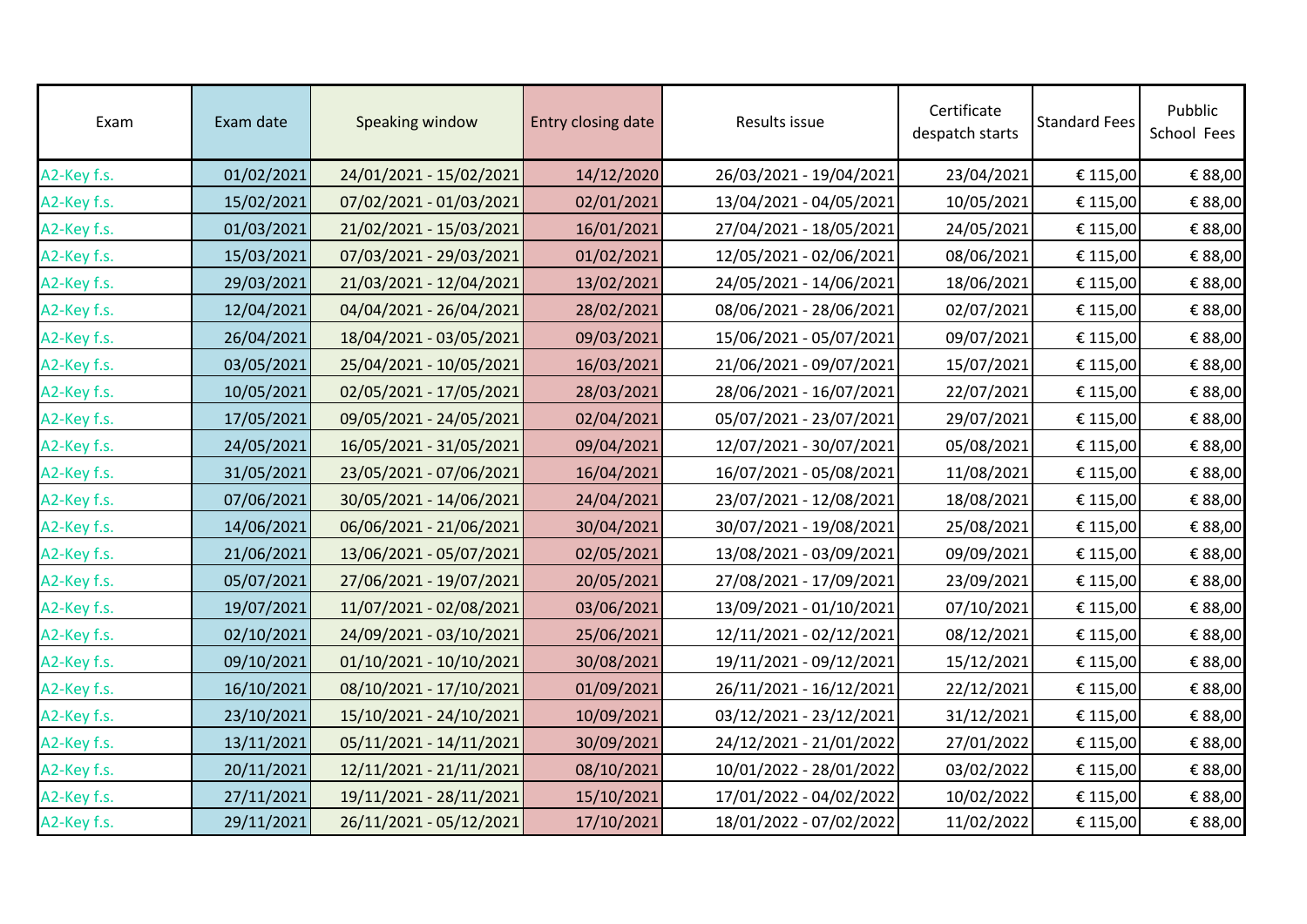| Exam | Exam date | Speaking window | Entry closing date | Results issue | Certificate despatch starts | Standard Fees | Pubblic School Fees |
|---|---|---|---|---|---|---|---|
| A2-Key f.s. | 01/02/2021 | 24/01/2021 - 15/02/2021 | 14/12/2020 | 26/03/2021 - 19/04/2021 | 23/04/2021 | € 115,00 | € 88,00 |
| A2-Key f.s. | 15/02/2021 | 07/02/2021 - 01/03/2021 | 02/01/2021 | 13/04/2021 - 04/05/2021 | 10/05/2021 | € 115,00 | € 88,00 |
| A2-Key f.s. | 01/03/2021 | 21/02/2021 - 15/03/2021 | 16/01/2021 | 27/04/2021 - 18/05/2021 | 24/05/2021 | € 115,00 | € 88,00 |
| A2-Key f.s. | 15/03/2021 | 07/03/2021 - 29/03/2021 | 01/02/2021 | 12/05/2021 - 02/06/2021 | 08/06/2021 | € 115,00 | € 88,00 |
| A2-Key f.s. | 29/03/2021 | 21/03/2021 - 12/04/2021 | 13/02/2021 | 24/05/2021 - 14/06/2021 | 18/06/2021 | € 115,00 | € 88,00 |
| A2-Key f.s. | 12/04/2021 | 04/04/2021 - 26/04/2021 | 28/02/2021 | 08/06/2021 - 28/06/2021 | 02/07/2021 | € 115,00 | € 88,00 |
| A2-Key f.s. | 26/04/2021 | 18/04/2021 - 03/05/2021 | 09/03/2021 | 15/06/2021 - 05/07/2021 | 09/07/2021 | € 115,00 | € 88,00 |
| A2-Key f.s. | 03/05/2021 | 25/04/2021 - 10/05/2021 | 16/03/2021 | 21/06/2021 - 09/07/2021 | 15/07/2021 | € 115,00 | € 88,00 |
| A2-Key f.s. | 10/05/2021 | 02/05/2021 - 17/05/2021 | 28/03/2021 | 28/06/2021 - 16/07/2021 | 22/07/2021 | € 115,00 | € 88,00 |
| A2-Key f.s. | 17/05/2021 | 09/05/2021 - 24/05/2021 | 02/04/2021 | 05/07/2021 - 23/07/2021 | 29/07/2021 | € 115,00 | € 88,00 |
| A2-Key f.s. | 24/05/2021 | 16/05/2021 - 31/05/2021 | 09/04/2021 | 12/07/2021 - 30/07/2021 | 05/08/2021 | € 115,00 | € 88,00 |
| A2-Key f.s. | 31/05/2021 | 23/05/2021 - 07/06/2021 | 16/04/2021 | 16/07/2021 - 05/08/2021 | 11/08/2021 | € 115,00 | € 88,00 |
| A2-Key f.s. | 07/06/2021 | 30/05/2021 - 14/06/2021 | 24/04/2021 | 23/07/2021 - 12/08/2021 | 18/08/2021 | € 115,00 | € 88,00 |
| A2-Key f.s. | 14/06/2021 | 06/06/2021 - 21/06/2021 | 30/04/2021 | 30/07/2021 - 19/08/2021 | 25/08/2021 | € 115,00 | € 88,00 |
| A2-Key f.s. | 21/06/2021 | 13/06/2021 - 05/07/2021 | 02/05/2021 | 13/08/2021 - 03/09/2021 | 09/09/2021 | € 115,00 | € 88,00 |
| A2-Key f.s. | 05/07/2021 | 27/06/2021 - 19/07/2021 | 20/05/2021 | 27/08/2021 - 17/09/2021 | 23/09/2021 | € 115,00 | € 88,00 |
| A2-Key f.s. | 19/07/2021 | 11/07/2021 - 02/08/2021 | 03/06/2021 | 13/09/2021 - 01/10/2021 | 07/10/2021 | € 115,00 | € 88,00 |
| A2-Key f.s. | 02/10/2021 | 24/09/2021 - 03/10/2021 | 25/06/2021 | 12/11/2021 - 02/12/2021 | 08/12/2021 | € 115,00 | € 88,00 |
| A2-Key f.s. | 09/10/2021 | 01/10/2021 - 10/10/2021 | 30/08/2021 | 19/11/2021 - 09/12/2021 | 15/12/2021 | € 115,00 | € 88,00 |
| A2-Key f.s. | 16/10/2021 | 08/10/2021 - 17/10/2021 | 01/09/2021 | 26/11/2021 - 16/12/2021 | 22/12/2021 | € 115,00 | € 88,00 |
| A2-Key f.s. | 23/10/2021 | 15/10/2021 - 24/10/2021 | 10/09/2021 | 03/12/2021 - 23/12/2021 | 31/12/2021 | € 115,00 | € 88,00 |
| A2-Key f.s. | 13/11/2021 | 05/11/2021 - 14/11/2021 | 30/09/2021 | 24/12/2021 - 21/01/2022 | 27/01/2022 | € 115,00 | € 88,00 |
| A2-Key f.s. | 20/11/2021 | 12/11/2021 - 21/11/2021 | 08/10/2021 | 10/01/2022 - 28/01/2022 | 03/02/2022 | € 115,00 | € 88,00 |
| A2-Key f.s. | 27/11/2021 | 19/11/2021 - 28/11/2021 | 15/10/2021 | 17/01/2022 - 04/02/2022 | 10/02/2022 | € 115,00 | € 88,00 |
| A2-Key f.s. | 29/11/2021 | 26/11/2021 - 05/12/2021 | 17/10/2021 | 18/01/2022 - 07/02/2022 | 11/02/2022 | € 115,00 | € 88,00 |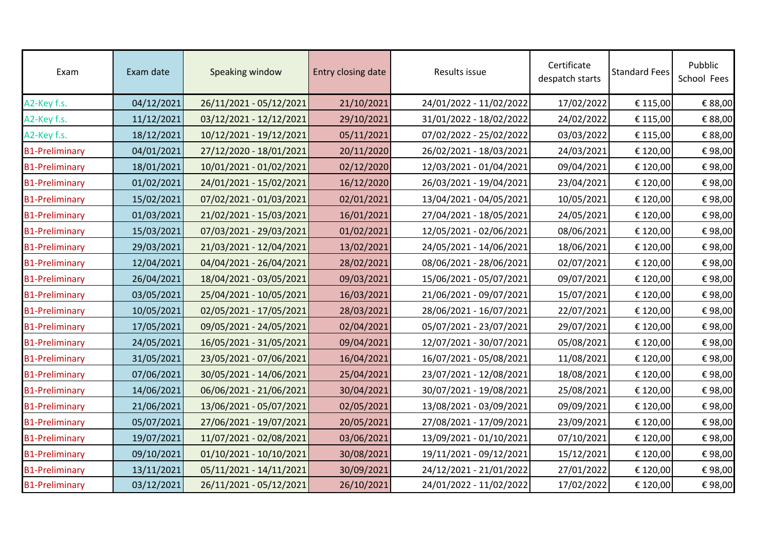| Exam | Exam date | Speaking window | Entry closing date | Results issue | Certificate despatch starts | Standard Fees | Pubblic School Fees |
|---|---|---|---|---|---|---|---|
| A2-Key f.s. | 04/12/2021 | 26/11/2021 - 05/12/2021 | 21/10/2021 | 24/01/2022 - 11/02/2022 | 17/02/2022 | € 115,00 | € 88,00 |
| A2-Key f.s. | 11/12/2021 | 03/12/2021 - 12/12/2021 | 29/10/2021 | 31/01/2022 - 18/02/2022 | 24/02/2022 | € 115,00 | € 88,00 |
| A2-Key f.s. | 18/12/2021 | 10/12/2021 - 19/12/2021 | 05/11/2021 | 07/02/2022 - 25/02/2022 | 03/03/2022 | € 115,00 | € 88,00 |
| B1-Preliminary | 04/01/2021 | 27/12/2020 - 18/01/2021 | 20/11/2020 | 26/02/2021 - 18/03/2021 | 24/03/2021 | € 120,00 | € 98,00 |
| B1-Preliminary | 18/01/2021 | 10/01/2021 - 01/02/2021 | 02/12/2020 | 12/03/2021 - 01/04/2021 | 09/04/2021 | € 120,00 | € 98,00 |
| B1-Preliminary | 01/02/2021 | 24/01/2021 - 15/02/2021 | 16/12/2020 | 26/03/2021 - 19/04/2021 | 23/04/2021 | € 120,00 | € 98,00 |
| B1-Preliminary | 15/02/2021 | 07/02/2021 - 01/03/2021 | 02/01/2021 | 13/04/2021 - 04/05/2021 | 10/05/2021 | € 120,00 | € 98,00 |
| B1-Preliminary | 01/03/2021 | 21/02/2021 - 15/03/2021 | 16/01/2021 | 27/04/2021 - 18/05/2021 | 24/05/2021 | € 120,00 | € 98,00 |
| B1-Preliminary | 15/03/2021 | 07/03/2021 - 29/03/2021 | 01/02/2021 | 12/05/2021 - 02/06/2021 | 08/06/2021 | € 120,00 | € 98,00 |
| B1-Preliminary | 29/03/2021 | 21/03/2021 - 12/04/2021 | 13/02/2021 | 24/05/2021 - 14/06/2021 | 18/06/2021 | € 120,00 | € 98,00 |
| B1-Preliminary | 12/04/2021 | 04/04/2021 - 26/04/2021 | 28/02/2021 | 08/06/2021 - 28/06/2021 | 02/07/2021 | € 120,00 | € 98,00 |
| B1-Preliminary | 26/04/2021 | 18/04/2021 - 03/05/2021 | 09/03/2021 | 15/06/2021 - 05/07/2021 | 09/07/2021 | € 120,00 | € 98,00 |
| B1-Preliminary | 03/05/2021 | 25/04/2021 - 10/05/2021 | 16/03/2021 | 21/06/2021 - 09/07/2021 | 15/07/2021 | € 120,00 | € 98,00 |
| B1-Preliminary | 10/05/2021 | 02/05/2021 - 17/05/2021 | 28/03/2021 | 28/06/2021 - 16/07/2021 | 22/07/2021 | € 120,00 | € 98,00 |
| B1-Preliminary | 17/05/2021 | 09/05/2021 - 24/05/2021 | 02/04/2021 | 05/07/2021 - 23/07/2021 | 29/07/2021 | € 120,00 | € 98,00 |
| B1-Preliminary | 24/05/2021 | 16/05/2021 - 31/05/2021 | 09/04/2021 | 12/07/2021 - 30/07/2021 | 05/08/2021 | € 120,00 | € 98,00 |
| B1-Preliminary | 31/05/2021 | 23/05/2021 - 07/06/2021 | 16/04/2021 | 16/07/2021 - 05/08/2021 | 11/08/2021 | € 120,00 | € 98,00 |
| B1-Preliminary | 07/06/2021 | 30/05/2021 - 14/06/2021 | 25/04/2021 | 23/07/2021 - 12/08/2021 | 18/08/2021 | € 120,00 | € 98,00 |
| B1-Preliminary | 14/06/2021 | 06/06/2021 - 21/06/2021 | 30/04/2021 | 30/07/2021 - 19/08/2021 | 25/08/2021 | € 120,00 | € 98,00 |
| B1-Preliminary | 21/06/2021 | 13/06/2021 - 05/07/2021 | 02/05/2021 | 13/08/2021 - 03/09/2021 | 09/09/2021 | € 120,00 | € 98,00 |
| B1-Preliminary | 05/07/2021 | 27/06/2021 - 19/07/2021 | 20/05/2021 | 27/08/2021 - 17/09/2021 | 23/09/2021 | € 120,00 | € 98,00 |
| B1-Preliminary | 19/07/2021 | 11/07/2021 - 02/08/2021 | 03/06/2021 | 13/09/2021 - 01/10/2021 | 07/10/2021 | € 120,00 | € 98,00 |
| B1-Preliminary | 09/10/2021 | 01/10/2021 - 10/10/2021 | 30/08/2021 | 19/11/2021 - 09/12/2021 | 15/12/2021 | € 120,00 | € 98,00 |
| B1-Preliminary | 13/11/2021 | 05/11/2021 - 14/11/2021 | 30/09/2021 | 24/12/2021 - 21/01/2022 | 27/01/2022 | € 120,00 | € 98,00 |
| B1-Preliminary | 03/12/2021 | 26/11/2021 - 05/12/2021 | 26/10/2021 | 24/01/2022 - 11/02/2022 | 17/02/2022 | € 120,00 | € 98,00 |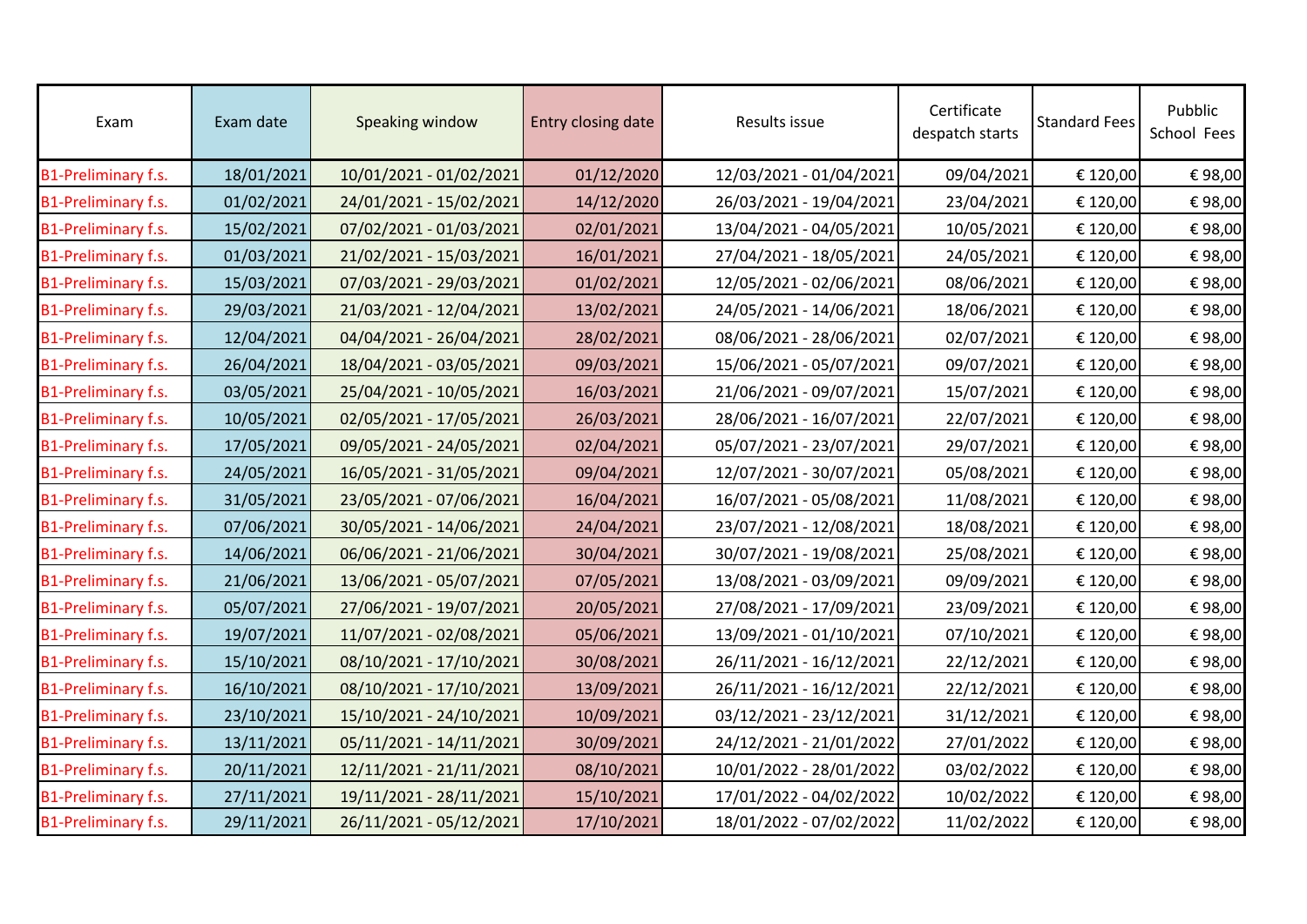| Exam | Exam date | Speaking window | Entry closing date | Results issue | Certificate despatch starts | Standard Fees | Pubblic School Fees |
|---|---|---|---|---|---|---|---|
| B1-Preliminary f.s. | 18/01/2021 | 10/01/2021 - 01/02/2021 | 01/12/2020 | 12/03/2021 - 01/04/2021 | 09/04/2021 | € 120,00 | € 98,00 |
| B1-Preliminary f.s. | 01/02/2021 | 24/01/2021 - 15/02/2021 | 14/12/2020 | 26/03/2021 - 19/04/2021 | 23/04/2021 | € 120,00 | € 98,00 |
| B1-Preliminary f.s. | 15/02/2021 | 07/02/2021 - 01/03/2021 | 02/01/2021 | 13/04/2021 - 04/05/2021 | 10/05/2021 | € 120,00 | € 98,00 |
| B1-Preliminary f.s. | 01/03/2021 | 21/02/2021 - 15/03/2021 | 16/01/2021 | 27/04/2021 - 18/05/2021 | 24/05/2021 | € 120,00 | € 98,00 |
| B1-Preliminary f.s. | 15/03/2021 | 07/03/2021 - 29/03/2021 | 01/02/2021 | 12/05/2021 - 02/06/2021 | 08/06/2021 | € 120,00 | € 98,00 |
| B1-Preliminary f.s. | 29/03/2021 | 21/03/2021 - 12/04/2021 | 13/02/2021 | 24/05/2021 - 14/06/2021 | 18/06/2021 | € 120,00 | € 98,00 |
| B1-Preliminary f.s. | 12/04/2021 | 04/04/2021 - 26/04/2021 | 28/02/2021 | 08/06/2021 - 28/06/2021 | 02/07/2021 | € 120,00 | € 98,00 |
| B1-Preliminary f.s. | 26/04/2021 | 18/04/2021 - 03/05/2021 | 09/03/2021 | 15/06/2021 - 05/07/2021 | 09/07/2021 | € 120,00 | € 98,00 |
| B1-Preliminary f.s. | 03/05/2021 | 25/04/2021 - 10/05/2021 | 16/03/2021 | 21/06/2021 - 09/07/2021 | 15/07/2021 | € 120,00 | € 98,00 |
| B1-Preliminary f.s. | 10/05/2021 | 02/05/2021 - 17/05/2021 | 26/03/2021 | 28/06/2021 - 16/07/2021 | 22/07/2021 | € 120,00 | € 98,00 |
| B1-Preliminary f.s. | 17/05/2021 | 09/05/2021 - 24/05/2021 | 02/04/2021 | 05/07/2021 - 23/07/2021 | 29/07/2021 | € 120,00 | € 98,00 |
| B1-Preliminary f.s. | 24/05/2021 | 16/05/2021 - 31/05/2021 | 09/04/2021 | 12/07/2021 - 30/07/2021 | 05/08/2021 | € 120,00 | € 98,00 |
| B1-Preliminary f.s. | 31/05/2021 | 23/05/2021 - 07/06/2021 | 16/04/2021 | 16/07/2021 - 05/08/2021 | 11/08/2021 | € 120,00 | € 98,00 |
| B1-Preliminary f.s. | 07/06/2021 | 30/05/2021 - 14/06/2021 | 24/04/2021 | 23/07/2021 - 12/08/2021 | 18/08/2021 | € 120,00 | € 98,00 |
| B1-Preliminary f.s. | 14/06/2021 | 06/06/2021 - 21/06/2021 | 30/04/2021 | 30/07/2021 - 19/08/2021 | 25/08/2021 | € 120,00 | € 98,00 |
| B1-Preliminary f.s. | 21/06/2021 | 13/06/2021 - 05/07/2021 | 07/05/2021 | 13/08/2021 - 03/09/2021 | 09/09/2021 | € 120,00 | € 98,00 |
| B1-Preliminary f.s. | 05/07/2021 | 27/06/2021 - 19/07/2021 | 20/05/2021 | 27/08/2021 - 17/09/2021 | 23/09/2021 | € 120,00 | € 98,00 |
| B1-Preliminary f.s. | 19/07/2021 | 11/07/2021 - 02/08/2021 | 05/06/2021 | 13/09/2021 - 01/10/2021 | 07/10/2021 | € 120,00 | € 98,00 |
| B1-Preliminary f.s. | 15/10/2021 | 08/10/2021 - 17/10/2021 | 30/08/2021 | 26/11/2021 - 16/12/2021 | 22/12/2021 | € 120,00 | € 98,00 |
| B1-Preliminary f.s. | 16/10/2021 | 08/10/2021 - 17/10/2021 | 13/09/2021 | 26/11/2021 - 16/12/2021 | 22/12/2021 | € 120,00 | € 98,00 |
| B1-Preliminary f.s. | 23/10/2021 | 15/10/2021 - 24/10/2021 | 10/09/2021 | 03/12/2021 - 23/12/2021 | 31/12/2021 | € 120,00 | € 98,00 |
| B1-Preliminary f.s. | 13/11/2021 | 05/11/2021 - 14/11/2021 | 30/09/2021 | 24/12/2021 - 21/01/2022 | 27/01/2022 | € 120,00 | € 98,00 |
| B1-Preliminary f.s. | 20/11/2021 | 12/11/2021 - 21/11/2021 | 08/10/2021 | 10/01/2022 - 28/01/2022 | 03/02/2022 | € 120,00 | € 98,00 |
| B1-Preliminary f.s. | 27/11/2021 | 19/11/2021 - 28/11/2021 | 15/10/2021 | 17/01/2022 - 04/02/2022 | 10/02/2022 | € 120,00 | € 98,00 |
| B1-Preliminary f.s. | 29/11/2021 | 26/11/2021 - 05/12/2021 | 17/10/2021 | 18/01/2022 - 07/02/2022 | 11/02/2022 | € 120,00 | € 98,00 |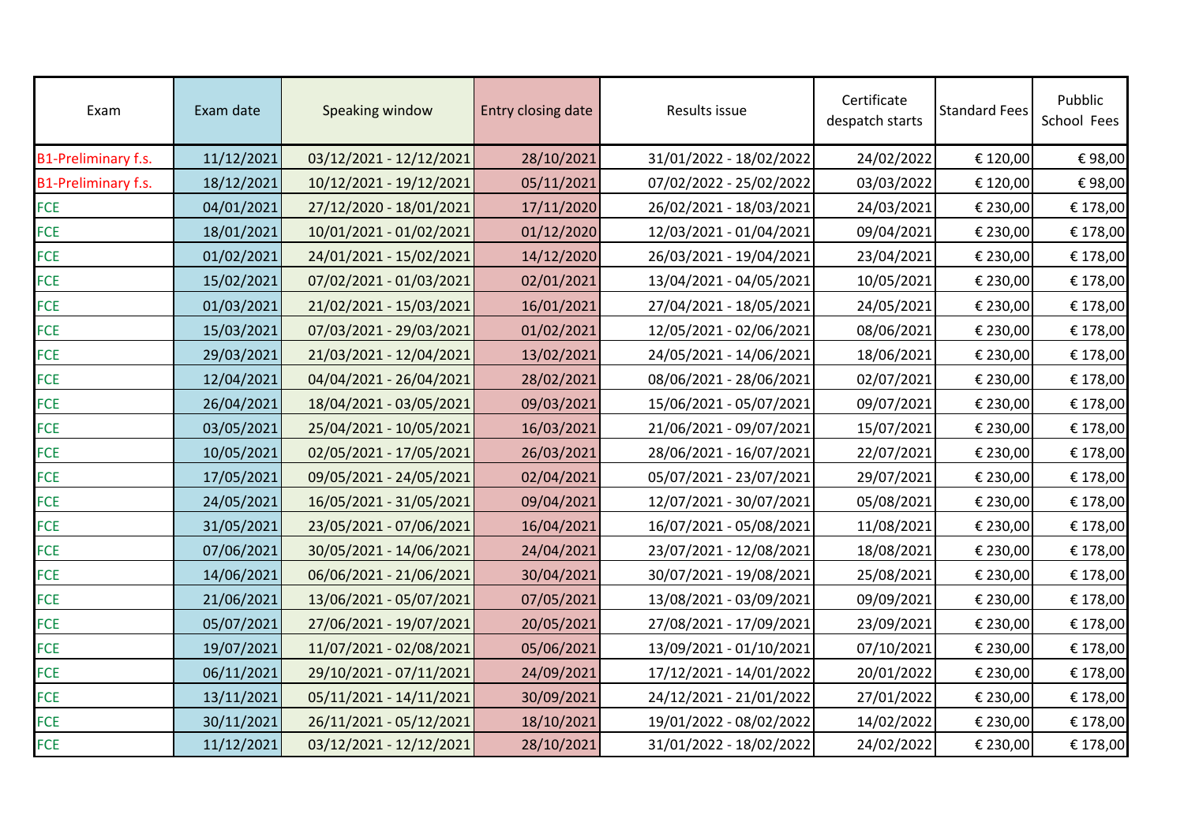| Exam | Exam date | Speaking window | Entry closing date | Results issue | Certificate despatch starts | Standard Fees | Pubblic School Fees |
| --- | --- | --- | --- | --- | --- | --- | --- |
| B1-Preliminary f.s. | 11/12/2021 | 03/12/2021 - 12/12/2021 | 28/10/2021 | 31/01/2022 - 18/02/2022 | 24/02/2022 | € 120,00 | € 98,00 |
| B1-Preliminary f.s. | 18/12/2021 | 10/12/2021 - 19/12/2021 | 05/11/2021 | 07/02/2022 - 25/02/2022 | 03/03/2022 | € 120,00 | € 98,00 |
| FCE | 04/01/2021 | 27/12/2020 - 18/01/2021 | 17/11/2020 | 26/02/2021 - 18/03/2021 | 24/03/2021 | € 230,00 | € 178,00 |
| FCE | 18/01/2021 | 10/01/2021 - 01/02/2021 | 01/12/2020 | 12/03/2021 - 01/04/2021 | 09/04/2021 | € 230,00 | € 178,00 |
| FCE | 01/02/2021 | 24/01/2021 - 15/02/2021 | 14/12/2020 | 26/03/2021 - 19/04/2021 | 23/04/2021 | € 230,00 | € 178,00 |
| FCE | 15/02/2021 | 07/02/2021 - 01/03/2021 | 02/01/2021 | 13/04/2021 - 04/05/2021 | 10/05/2021 | € 230,00 | € 178,00 |
| FCE | 01/03/2021 | 21/02/2021 - 15/03/2021 | 16/01/2021 | 27/04/2021 - 18/05/2021 | 24/05/2021 | € 230,00 | € 178,00 |
| FCE | 15/03/2021 | 07/03/2021 - 29/03/2021 | 01/02/2021 | 12/05/2021 - 02/06/2021 | 08/06/2021 | € 230,00 | € 178,00 |
| FCE | 29/03/2021 | 21/03/2021 - 12/04/2021 | 13/02/2021 | 24/05/2021 - 14/06/2021 | 18/06/2021 | € 230,00 | € 178,00 |
| FCE | 12/04/2021 | 04/04/2021 - 26/04/2021 | 28/02/2021 | 08/06/2021 - 28/06/2021 | 02/07/2021 | € 230,00 | € 178,00 |
| FCE | 26/04/2021 | 18/04/2021 - 03/05/2021 | 09/03/2021 | 15/06/2021 - 05/07/2021 | 09/07/2021 | € 230,00 | € 178,00 |
| FCE | 03/05/2021 | 25/04/2021 - 10/05/2021 | 16/03/2021 | 21/06/2021 - 09/07/2021 | 15/07/2021 | € 230,00 | € 178,00 |
| FCE | 10/05/2021 | 02/05/2021 - 17/05/2021 | 26/03/2021 | 28/06/2021 - 16/07/2021 | 22/07/2021 | € 230,00 | € 178,00 |
| FCE | 17/05/2021 | 09/05/2021 - 24/05/2021 | 02/04/2021 | 05/07/2021 - 23/07/2021 | 29/07/2021 | € 230,00 | € 178,00 |
| FCE | 24/05/2021 | 16/05/2021 - 31/05/2021 | 09/04/2021 | 12/07/2021 - 30/07/2021 | 05/08/2021 | € 230,00 | € 178,00 |
| FCE | 31/05/2021 | 23/05/2021 - 07/06/2021 | 16/04/2021 | 16/07/2021 - 05/08/2021 | 11/08/2021 | € 230,00 | € 178,00 |
| FCE | 07/06/2021 | 30/05/2021 - 14/06/2021 | 24/04/2021 | 23/07/2021 - 12/08/2021 | 18/08/2021 | € 230,00 | € 178,00 |
| FCE | 14/06/2021 | 06/06/2021 - 21/06/2021 | 30/04/2021 | 30/07/2021 - 19/08/2021 | 25/08/2021 | € 230,00 | € 178,00 |
| FCE | 21/06/2021 | 13/06/2021 - 05/07/2021 | 07/05/2021 | 13/08/2021 - 03/09/2021 | 09/09/2021 | € 230,00 | € 178,00 |
| FCE | 05/07/2021 | 27/06/2021 - 19/07/2021 | 20/05/2021 | 27/08/2021 - 17/09/2021 | 23/09/2021 | € 230,00 | € 178,00 |
| FCE | 19/07/2021 | 11/07/2021 - 02/08/2021 | 05/06/2021 | 13/09/2021 - 01/10/2021 | 07/10/2021 | € 230,00 | € 178,00 |
| FCE | 06/11/2021 | 29/10/2021 - 07/11/2021 | 24/09/2021 | 17/12/2021 - 14/01/2022 | 20/01/2022 | € 230,00 | € 178,00 |
| FCE | 13/11/2021 | 05/11/2021 - 14/11/2021 | 30/09/2021 | 24/12/2021 - 21/01/2022 | 27/01/2022 | € 230,00 | € 178,00 |
| FCE | 30/11/2021 | 26/11/2021 - 05/12/2021 | 18/10/2021 | 19/01/2022 - 08/02/2022 | 14/02/2022 | € 230,00 | € 178,00 |
| FCE | 11/12/2021 | 03/12/2021 - 12/12/2021 | 28/10/2021 | 31/01/2022 - 18/02/2022 | 24/02/2022 | € 230,00 | € 178,00 |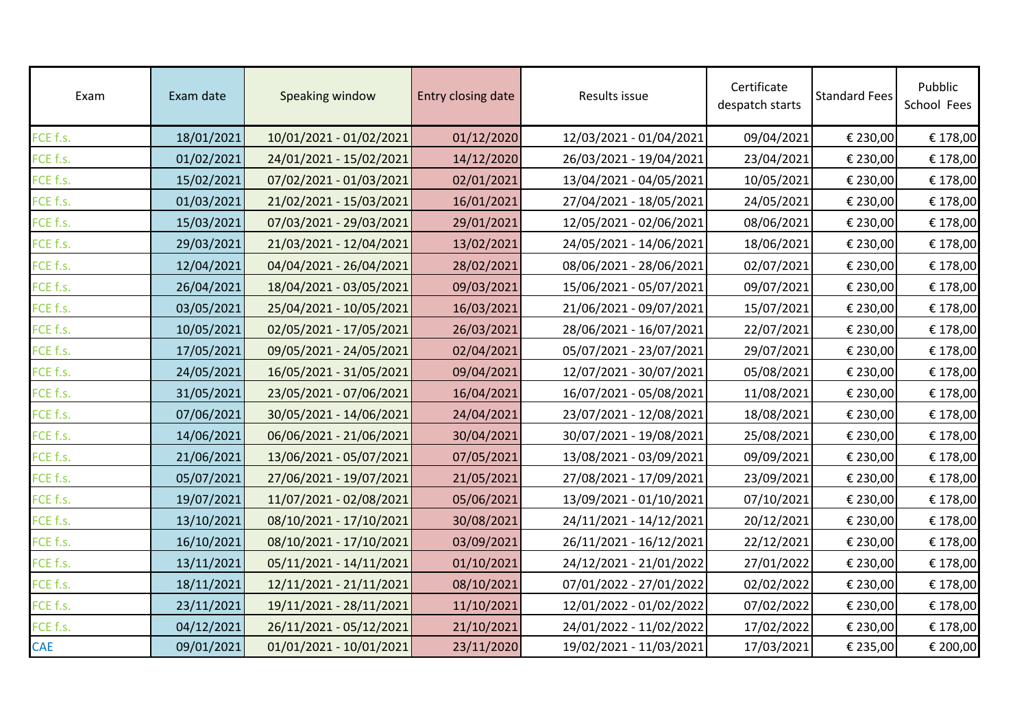| Exam | Exam date | Speaking window | Entry closing date | Results issue | Certificate despatch starts | Standard Fees | Pubblic School Fees |
|---|---|---|---|---|---|---|---|
| FCE f.s. | 18/01/2021 | 10/01/2021 - 01/02/2021 | 01/12/2020 | 12/03/2021 - 01/04/2021 | 09/04/2021 | € 230,00 | € 178,00 |
| FCE f.s. | 01/02/2021 | 24/01/2021 - 15/02/2021 | 14/12/2020 | 26/03/2021 - 19/04/2021 | 23/04/2021 | € 230,00 | € 178,00 |
| FCE f.s. | 15/02/2021 | 07/02/2021 - 01/03/2021 | 02/01/2021 | 13/04/2021 - 04/05/2021 | 10/05/2021 | € 230,00 | € 178,00 |
| FCE f.s. | 01/03/2021 | 21/02/2021 - 15/03/2021 | 16/01/2021 | 27/04/2021 - 18/05/2021 | 24/05/2021 | € 230,00 | € 178,00 |
| FCE f.s. | 15/03/2021 | 07/03/2021 - 29/03/2021 | 29/01/2021 | 12/05/2021 - 02/06/2021 | 08/06/2021 | € 230,00 | € 178,00 |
| FCE f.s. | 29/03/2021 | 21/03/2021 - 12/04/2021 | 13/02/2021 | 24/05/2021 - 14/06/2021 | 18/06/2021 | € 230,00 | € 178,00 |
| FCE f.s. | 12/04/2021 | 04/04/2021 - 26/04/2021 | 28/02/2021 | 08/06/2021 - 28/06/2021 | 02/07/2021 | € 230,00 | € 178,00 |
| FCE f.s. | 26/04/2021 | 18/04/2021 - 03/05/2021 | 09/03/2021 | 15/06/2021 - 05/07/2021 | 09/07/2021 | € 230,00 | € 178,00 |
| FCE f.s. | 03/05/2021 | 25/04/2021 - 10/05/2021 | 16/03/2021 | 21/06/2021 - 09/07/2021 | 15/07/2021 | € 230,00 | € 178,00 |
| FCE f.s. | 10/05/2021 | 02/05/2021 - 17/05/2021 | 26/03/2021 | 28/06/2021 - 16/07/2021 | 22/07/2021 | € 230,00 | € 178,00 |
| FCE f.s. | 17/05/2021 | 09/05/2021 - 24/05/2021 | 02/04/2021 | 05/07/2021 - 23/07/2021 | 29/07/2021 | € 230,00 | € 178,00 |
| FCE f.s. | 24/05/2021 | 16/05/2021 - 31/05/2021 | 09/04/2021 | 12/07/2021 - 30/07/2021 | 05/08/2021 | € 230,00 | € 178,00 |
| FCE f.s. | 31/05/2021 | 23/05/2021 - 07/06/2021 | 16/04/2021 | 16/07/2021 - 05/08/2021 | 11/08/2021 | € 230,00 | € 178,00 |
| FCE f.s. | 07/06/2021 | 30/05/2021 - 14/06/2021 | 24/04/2021 | 23/07/2021 - 12/08/2021 | 18/08/2021 | € 230,00 | € 178,00 |
| FCE f.s. | 14/06/2021 | 06/06/2021 - 21/06/2021 | 30/04/2021 | 30/07/2021 - 19/08/2021 | 25/08/2021 | € 230,00 | € 178,00 |
| FCE f.s. | 21/06/2021 | 13/06/2021 - 05/07/2021 | 07/05/2021 | 13/08/2021 - 03/09/2021 | 09/09/2021 | € 230,00 | € 178,00 |
| FCE f.s. | 05/07/2021 | 27/06/2021 - 19/07/2021 | 21/05/2021 | 27/08/2021 - 17/09/2021 | 23/09/2021 | € 230,00 | € 178,00 |
| FCE f.s. | 19/07/2021 | 11/07/2021 - 02/08/2021 | 05/06/2021 | 13/09/2021 - 01/10/2021 | 07/10/2021 | € 230,00 | € 178,00 |
| FCE f.s. | 13/10/2021 | 08/10/2021 - 17/10/2021 | 30/08/2021 | 24/11/2021 - 14/12/2021 | 20/12/2021 | € 230,00 | € 178,00 |
| FCE f.s. | 16/10/2021 | 08/10/2021 - 17/10/2021 | 03/09/2021 | 26/11/2021 - 16/12/2021 | 22/12/2021 | € 230,00 | € 178,00 |
| FCE f.s. | 13/11/2021 | 05/11/2021 - 14/11/2021 | 01/10/2021 | 24/12/2021 - 21/01/2022 | 27/01/2022 | € 230,00 | € 178,00 |
| FCE f.s. | 18/11/2021 | 12/11/2021 - 21/11/2021 | 08/10/2021 | 07/01/2022 - 27/01/2022 | 02/02/2022 | € 230,00 | € 178,00 |
| FCE f.s. | 23/11/2021 | 19/11/2021 - 28/11/2021 | 11/10/2021 | 12/01/2022 - 01/02/2022 | 07/02/2022 | € 230,00 | € 178,00 |
| FCE f.s. | 04/12/2021 | 26/11/2021 - 05/12/2021 | 21/10/2021 | 24/01/2022 - 11/02/2022 | 17/02/2022 | € 230,00 | € 178,00 |
| CAE | 09/01/2021 | 01/01/2021 - 10/01/2021 | 23/11/2020 | 19/02/2021 - 11/03/2021 | 17/03/2021 | € 235,00 | € 200,00 |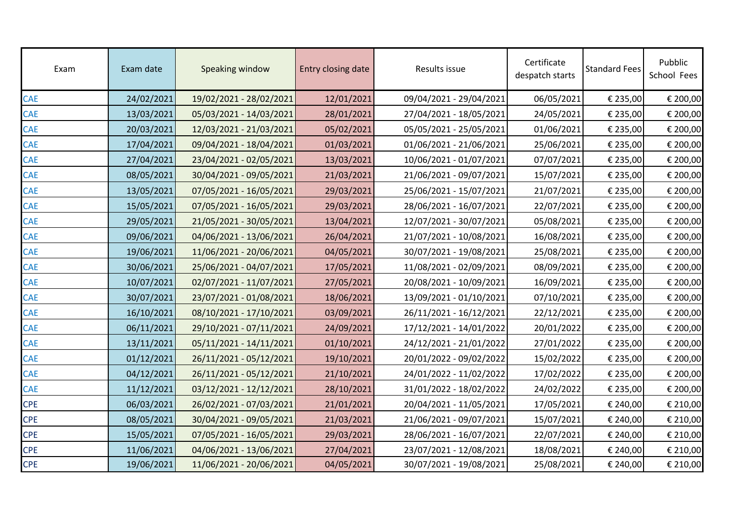| Exam | Exam date | Speaking window | Entry closing date | Results issue | Certificate despatch starts | Standard Fees | Pubblic School Fees |
|---|---|---|---|---|---|---|---|
| CAE | 24/02/2021 | 19/02/2021 - 28/02/2021 | 12/01/2021 | 09/04/2021 - 29/04/2021 | 06/05/2021 | € 235,00 | € 200,00 |
| CAE | 13/03/2021 | 05/03/2021 - 14/03/2021 | 28/01/2021 | 27/04/2021 - 18/05/2021 | 24/05/2021 | € 235,00 | € 200,00 |
| CAE | 20/03/2021 | 12/03/2021 - 21/03/2021 | 05/02/2021 | 05/05/2021 - 25/05/2021 | 01/06/2021 | € 235,00 | € 200,00 |
| CAE | 17/04/2021 | 09/04/2021 - 18/04/2021 | 01/03/2021 | 01/06/2021 - 21/06/2021 | 25/06/2021 | € 235,00 | € 200,00 |
| CAE | 27/04/2021 | 23/04/2021 - 02/05/2021 | 13/03/2021 | 10/06/2021 - 01/07/2021 | 07/07/2021 | € 235,00 | € 200,00 |
| CAE | 08/05/2021 | 30/04/2021 - 09/05/2021 | 21/03/2021 | 21/06/2021 - 09/07/2021 | 15/07/2021 | € 235,00 | € 200,00 |
| CAE | 13/05/2021 | 07/05/2021 - 16/05/2021 | 29/03/2021 | 25/06/2021 - 15/07/2021 | 21/07/2021 | € 235,00 | € 200,00 |
| CAE | 15/05/2021 | 07/05/2021 - 16/05/2021 | 29/03/2021 | 28/06/2021 - 16/07/2021 | 22/07/2021 | € 235,00 | € 200,00 |
| CAE | 29/05/2021 | 21/05/2021 - 30/05/2021 | 13/04/2021 | 12/07/2021 - 30/07/2021 | 05/08/2021 | € 235,00 | € 200,00 |
| CAE | 09/06/2021 | 04/06/2021 - 13/06/2021 | 26/04/2021 | 21/07/2021 - 10/08/2021 | 16/08/2021 | € 235,00 | € 200,00 |
| CAE | 19/06/2021 | 11/06/2021 - 20/06/2021 | 04/05/2021 | 30/07/2021 - 19/08/2021 | 25/08/2021 | € 235,00 | € 200,00 |
| CAE | 30/06/2021 | 25/06/2021 - 04/07/2021 | 17/05/2021 | 11/08/2021 - 02/09/2021 | 08/09/2021 | € 235,00 | € 200,00 |
| CAE | 10/07/2021 | 02/07/2021 - 11/07/2021 | 27/05/2021 | 20/08/2021 - 10/09/2021 | 16/09/2021 | € 235,00 | € 200,00 |
| CAE | 30/07/2021 | 23/07/2021 - 01/08/2021 | 18/06/2021 | 13/09/2021 - 01/10/2021 | 07/10/2021 | € 235,00 | € 200,00 |
| CAE | 16/10/2021 | 08/10/2021 - 17/10/2021 | 03/09/2021 | 26/11/2021 - 16/12/2021 | 22/12/2021 | € 235,00 | € 200,00 |
| CAE | 06/11/2021 | 29/10/2021 - 07/11/2021 | 24/09/2021 | 17/12/2021 - 14/01/2022 | 20/01/2022 | € 235,00 | € 200,00 |
| CAE | 13/11/2021 | 05/11/2021 - 14/11/2021 | 01/10/2021 | 24/12/2021 - 21/01/2022 | 27/01/2022 | € 235,00 | € 200,00 |
| CAE | 01/12/2021 | 26/11/2021 - 05/12/2021 | 19/10/2021 | 20/01/2022 - 09/02/2022 | 15/02/2022 | € 235,00 | € 200,00 |
| CAE | 04/12/2021 | 26/11/2021 - 05/12/2021 | 21/10/2021 | 24/01/2022 - 11/02/2022 | 17/02/2022 | € 235,00 | € 200,00 |
| CAE | 11/12/2021 | 03/12/2021 - 12/12/2021 | 28/10/2021 | 31/01/2022 - 18/02/2022 | 24/02/2022 | € 235,00 | € 200,00 |
| CPE | 06/03/2021 | 26/02/2021 - 07/03/2021 | 21/01/2021 | 20/04/2021 - 11/05/2021 | 17/05/2021 | € 240,00 | € 210,00 |
| CPE | 08/05/2021 | 30/04/2021 - 09/05/2021 | 21/03/2021 | 21/06/2021 - 09/07/2021 | 15/07/2021 | € 240,00 | € 210,00 |
| CPE | 15/05/2021 | 07/05/2021 - 16/05/2021 | 29/03/2021 | 28/06/2021 - 16/07/2021 | 22/07/2021 | € 240,00 | € 210,00 |
| CPE | 11/06/2021 | 04/06/2021 - 13/06/2021 | 27/04/2021 | 23/07/2021 - 12/08/2021 | 18/08/2021 | € 240,00 | € 210,00 |
| CPE | 19/06/2021 | 11/06/2021 - 20/06/2021 | 04/05/2021 | 30/07/2021 - 19/08/2021 | 25/08/2021 | € 240,00 | € 210,00 |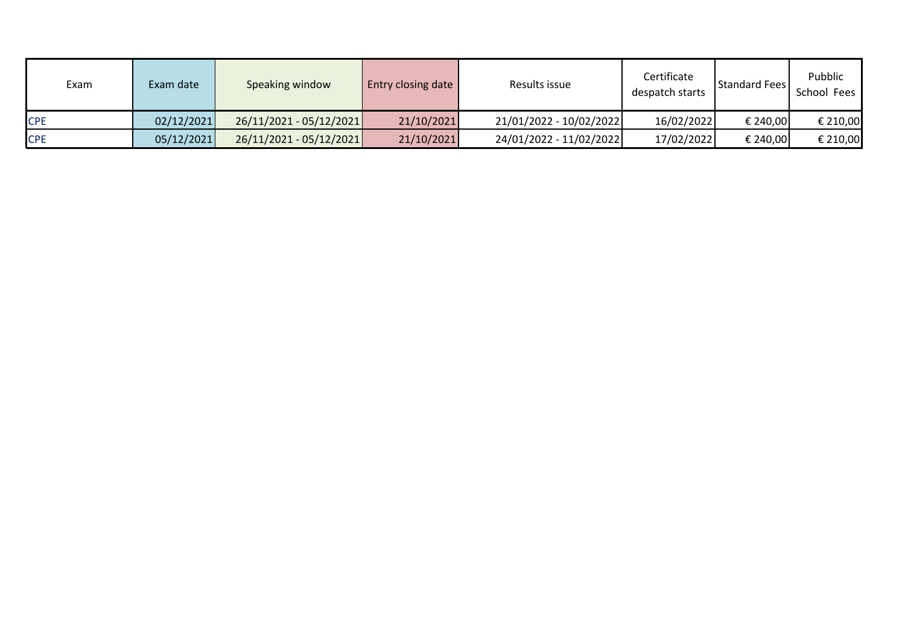| Exam | Exam date | Speaking window | Entry closing date | Results issue | Certificate despatch starts | Standard Fees | Pubblic School Fees |
| --- | --- | --- | --- | --- | --- | --- | --- |
| CPE | 02/12/2021 | 26/11/2021 - 05/12/2021 | 21/10/2021 | 21/01/2022 - 10/02/2022 | 16/02/2022 | € 240,00 | € 210,00 |
| CPE | 05/12/2021 | 26/11/2021 - 05/12/2021 | 21/10/2021 | 24/01/2022 - 11/02/2022 | 17/02/2022 | € 240,00 | € 210,00 |